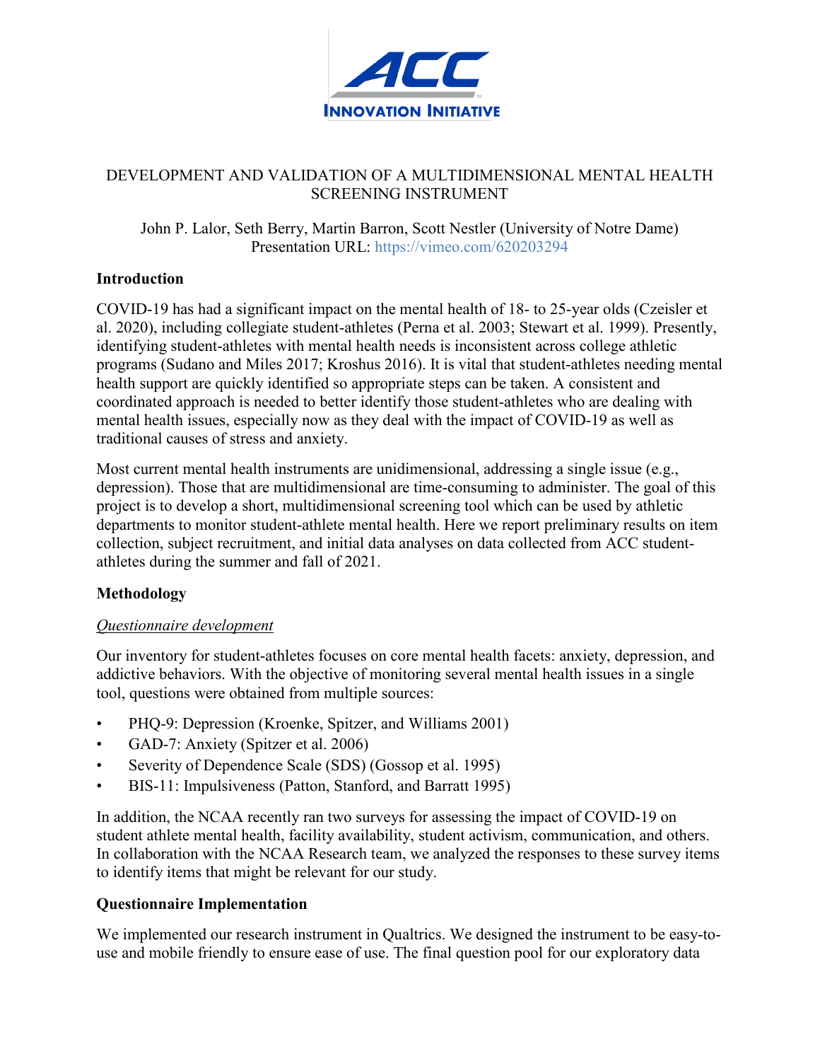# DEVELOPMENT AND VALIDATION OF A MULTIDIMENSIONAL MENTAL HEALTH SCREENING INSTRUMENT

John P. Lalor, Seth Berry, Martin Barron, Scott Nestler (University of Notre Dame)
Presentation URL: https://vimeo.com/620203294

## Introduction

COVID-19 has had a significant impact on the mental health of 18- to 25-year olds (Czeisler et al. 2020), including collegiate student-athletes (Perna et al. 2003; Stewart et al. 1999). Presently, identifying student-athletes with mental health needs is inconsistent across college athletic programs (Sudano and Miles 2017; Kroshus 2016). It is vital that student-athletes needing mental health support are quickly identified so appropriate steps can be taken. A consistent and coordinated approach is needed to better identify those student-athletes who are dealing with mental health issues, especially now as they deal with the impact of COVID-19 as well as traditional causes of stress and anxiety.

Most current mental health instruments are unidimensional, addressing a single issue (e.g., depression). Those that are multidimensional are time-consuming to administer. The goal of this project is to develop a short, multidimensional screening tool which can be used by athletic departments to monitor student-athlete mental health. Here we report preliminary results on item collection, subject recruitment, and initial data analyses on data collected from ACC student-athletes during the summer and fall of 2021.

## Methodology

### *Questionnaire development*

Our inventory for student-athletes focuses on core mental health facets: anxiety, depression, and addictive behaviors. With the objective of monitoring several mental health issues in a single tool, questions were obtained from multiple sources:

- PHQ-9: Depression (Kroenke, Spitzer, and Williams 2001)
- GAD-7: Anxiety (Spitzer et al. 2006)
- Severity of Dependence Scale (SDS) (Gossop et al. 1995)
- BIS-11: Impulsiveness (Patton, Stanford, and Barratt 1995)

In addition, the NCAA recently ran two surveys for assessing the impact of COVID-19 on student athlete mental health, facility availability, student activism, communication, and others. In collaboration with the NCAA Research team, we analyzed the responses to these survey items to identify items that might be relevant for our study.

## Questionnaire Implementation

We implemented our research instrument in Qualtrics. We designed the instrument to be easy-to-use and mobile friendly to ensure ease of use. The final question pool for our exploratory data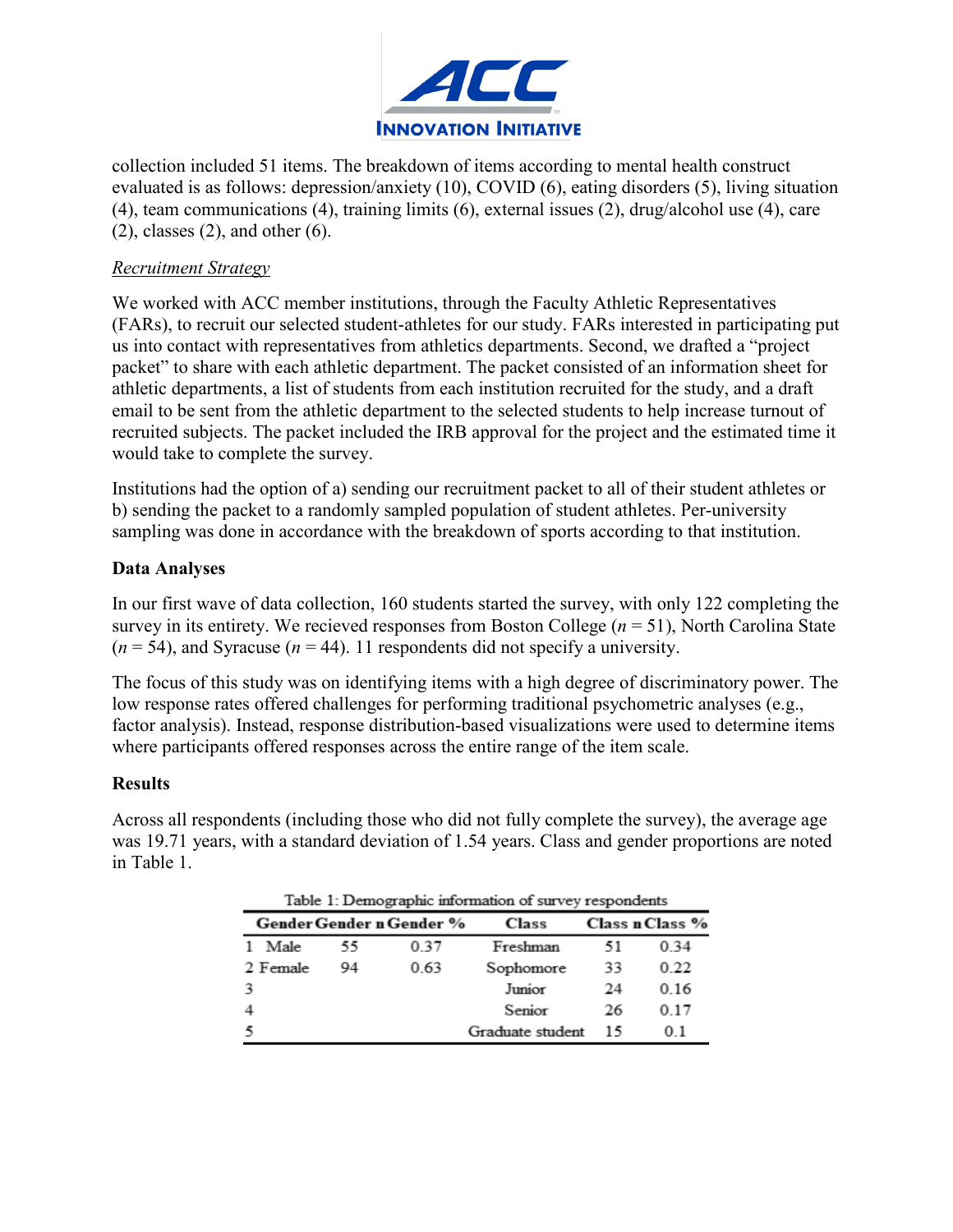collection included 51 items. The breakdown of items according to mental health construct evaluated is as follows: depression/anxiety (10), COVID (6), eating disorders (5), living situation (4), team communications (4), training limits (6), external issues (2), drug/alcohol use (4), care (2), classes (2), and other (6).

*Recruitment Strategy*

We worked with ACC member institutions, through the Faculty Athletic Representatives (FARs), to recruit our selected student-athletes for our study. FARs interested in participating put us into contact with representatives from athletics departments. Second, we drafted a "project packet" to share with each athletic department. The packet consisted of an information sheet for athletic departments, a list of students from each institution recruited for the study, and a draft email to be sent from the athletic department to the selected students to help increase turnout of recruited subjects. The packet included the IRB approval for the project and the estimated time it would take to complete the survey.

Institutions had the option of a) sending our recruitment packet to all of their student athletes or b) sending the packet to a randomly sampled population of student athletes. Per-university sampling was done in accordance with the breakdown of sports according to that institution.

**Data Analyses**

In our first wave of data collection, 160 students started the survey, with only 122 completing the survey in its entirety. We recieved responses from Boston College ($n$ = 51), North Carolina State ($n$ = 54), and Syracuse ($n$ = 44). 11 respondents did not specify a university.

The focus of this study was on identifying items with a high degree of discriminatory power. The low response rates offered challenges for performing traditional psychometric analyses (e.g., factor analysis). Instead, response distribution-based visualizations were used to determine items where participants offered responses across the entire range of the item scale.

**Results**

Across all respondents (including those who did not fully complete the survey), the average age was 19.71 years, with a standard deviation of 1.54 years. Class and gender proportions are noted in Table 1.

Table 1: Demographic information of survey respondents

| | Gender | Gender n | Gender % | Class | Class n | Class % |
|---|---|---|---|---|---|---|
| 1 | Male | 55 | 0.37 | Freshman | 51 | 0.34 |
| 2 | Female | 94 | 0.63 | Sophomore | 33 | 0.22 |
| 3 | | | | Junior | 24 | 0.16 |
| 4 | | | | Senior | 26 | 0.17 |
| 5 | | | | Graduate student | 15 | 0.1 |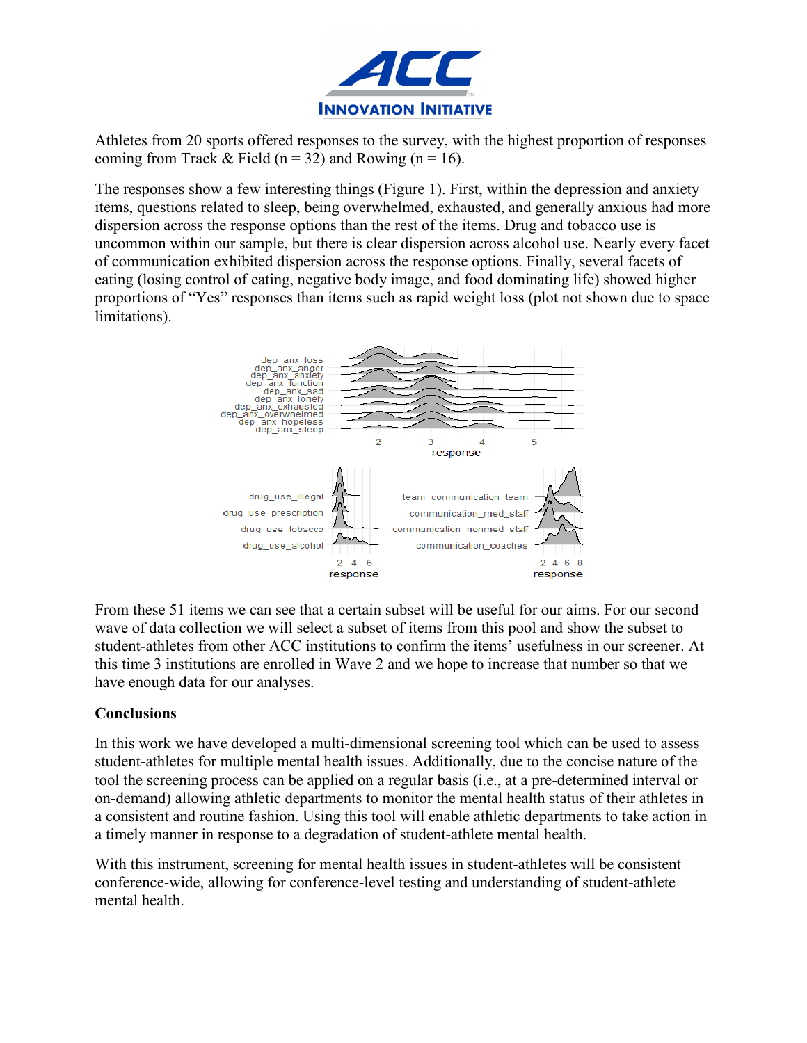Athletes from 20 sports offered responses to the survey, with the highest proportion of responses coming from Track & Field (n = 32) and Rowing (n = 16).

The responses show a few interesting things (Figure 1). First, within the depression and anxiety items, questions related to sleep, being overwhelmed, exhausted, and generally anxious had more dispersion across the response options than the rest of the items. Drug and tobacco use is uncommon within our sample, but there is clear dispersion across alcohol use. Nearly every facet of communication exhibited dispersion across the response options. Finally, several facets of eating (losing control of eating, negative body image, and food dominating life) showed higher proportions of "Yes" responses than items such as rapid weight loss (plot not shown due to space limitations).

From these 51 items we can see that a certain subset will be useful for our aims. For our second wave of data collection we will select a subset of items from this pool and show the subset to student-athletes from other ACC institutions to confirm the items' usefulness in our screener. At this time 3 institutions are enrolled in Wave 2 and we hope to increase that number so that we have enough data for our analyses.

## Conclusions

In this work we have developed a multi-dimensional screening tool which can be used to assess student-athletes for multiple mental health issues. Additionally, due to the concise nature of the tool the screening process can be applied on a regular basis (i.e., at a pre-determined interval or on-demand) allowing athletic departments to monitor the mental health status of their athletes in a consistent and routine fashion. Using this tool will enable athletic departments to take action in a timely manner in response to a degradation of student-athlete mental health.

With this instrument, screening for mental health issues in student-athletes will be consistent conference-wide, allowing for conference-level testing and understanding of student-athlete mental health.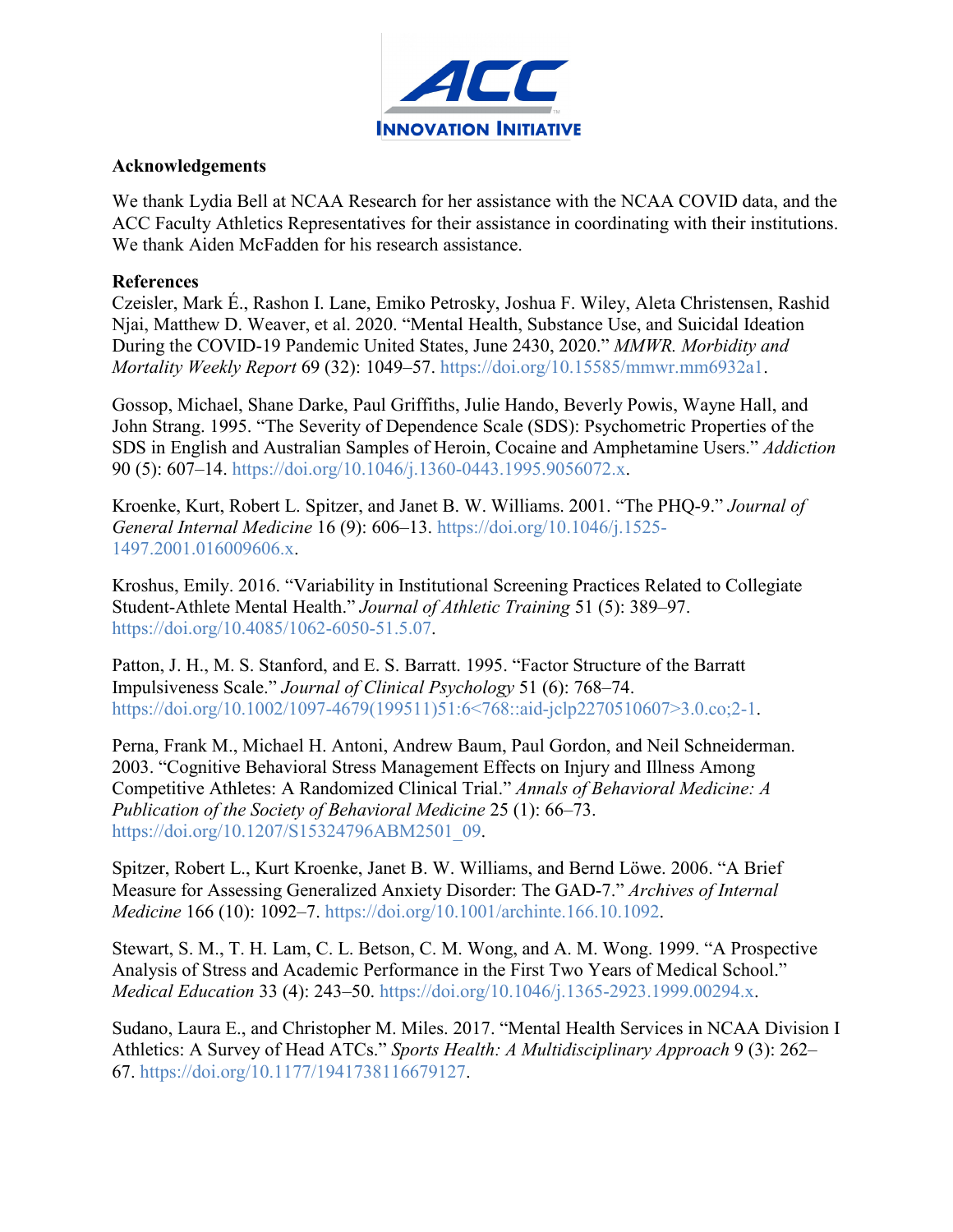**Acknowledgements**

We thank Lydia Bell at NCAA Research for her assistance with the NCAA COVID data, and the ACC Faculty Athletics Representatives for their assistance in coordinating with their institutions. We thank Aiden McFadden for his research assistance.

**References**

Czeisler, Mark É., Rashon I. Lane, Emiko Petrosky, Joshua F. Wiley, Aleta Christensen, Rashid Njai, Matthew D. Weaver, et al. 2020. "Mental Health, Substance Use, and Suicidal Ideation During the COVID-19 Pandemic United States, June 2430, 2020." *MMWR. Morbidity and Mortality Weekly Report* 69 (32): 1049–57. https://doi.org/10.15585/mmwr.mm6932a1.

Gossop, Michael, Shane Darke, Paul Griffiths, Julie Hando, Beverly Powis, Wayne Hall, and John Strang. 1995. "The Severity of Dependence Scale (SDS): Psychometric Properties of the SDS in English and Australian Samples of Heroin, Cocaine and Amphetamine Users." *Addiction* 90 (5): 607–14. https://doi.org/10.1046/j.1360-0443.1995.9056072.x.

Kroenke, Kurt, Robert L. Spitzer, and Janet B. W. Williams. 2001. "The PHQ-9." *Journal of General Internal Medicine* 16 (9): 606–13. https://doi.org/10.1046/j.1525-1497.2001.016009606.x.

Kroshus, Emily. 2016. "Variability in Institutional Screening Practices Related to Collegiate Student-Athlete Mental Health." *Journal of Athletic Training* 51 (5): 389–97. https://doi.org/10.4085/1062-6050-51.5.07.

Patton, J. H., M. S. Stanford, and E. S. Barratt. 1995. "Factor Structure of the Barratt Impulsiveness Scale." *Journal of Clinical Psychology* 51 (6): 768–74. https://doi.org/10.1002/1097-4679(199511)51:6<768::aid-jclp2270510607>3.0.co;2-1.

Perna, Frank M., Michael H. Antoni, Andrew Baum, Paul Gordon, and Neil Schneiderman. 2003. "Cognitive Behavioral Stress Management Effects on Injury and Illness Among Competitive Athletes: A Randomized Clinical Trial." *Annals of Behavioral Medicine: A Publication of the Society of Behavioral Medicine* 25 (1): 66–73. https://doi.org/10.1207/S15324796ABM2501_09.

Spitzer, Robert L., Kurt Kroenke, Janet B. W. Williams, and Bernd Löwe. 2006. "A Brief Measure for Assessing Generalized Anxiety Disorder: The GAD-7." *Archives of Internal Medicine* 166 (10): 1092–7. https://doi.org/10.1001/archinte.166.10.1092.

Stewart, S. M., T. H. Lam, C. L. Betson, C. M. Wong, and A. M. Wong. 1999. "A Prospective Analysis of Stress and Academic Performance in the First Two Years of Medical School." *Medical Education* 33 (4): 243–50. https://doi.org/10.1046/j.1365-2923.1999.00294.x.

Sudano, Laura E., and Christopher M. Miles. 2017. "Mental Health Services in NCAA Division I Athletics: A Survey of Head ATCs." *Sports Health: A Multidisciplinary Approach* 9 (3): 262–67. https://doi.org/10.1177/1941738116679127.